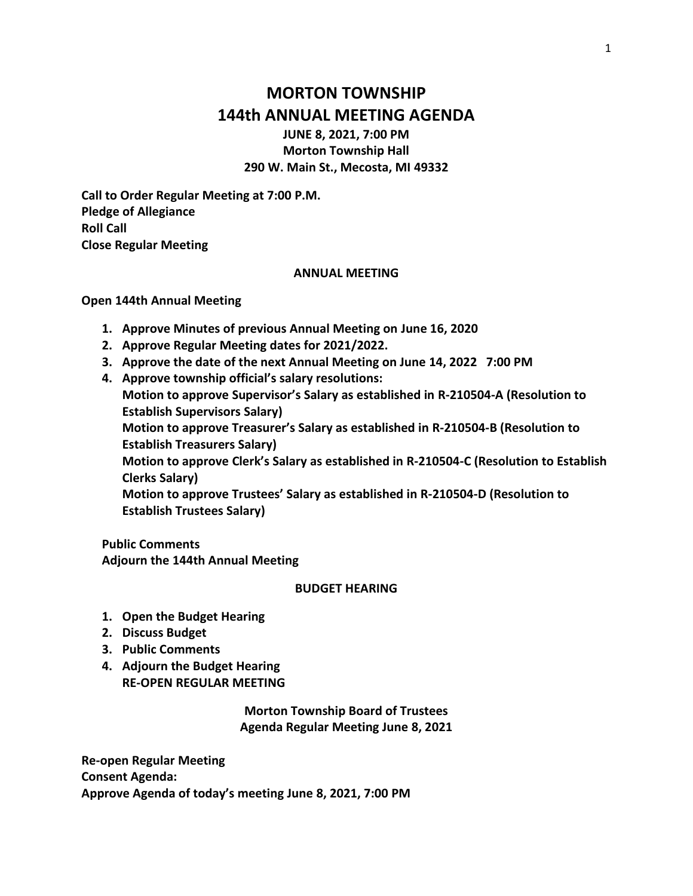# MORTON TOWNSHIP
# 144th ANNUAL MEETING AGENDA

**JUNE 8, 2021, 7:00 PM**
**Morton Township Hall**
**290 W. Main St., Mecosta, MI 49332**

**Call to Order Regular Meeting at 7:00 P.M.**
**Pledge of Allegiance**
**Roll Call**
**Close Regular Meeting**

## ANNUAL MEETING

**Open 144th Annual Meeting**

1. **Approve Minutes of previous Annual Meeting on June 16, 2020**
2. **Approve Regular Meeting dates for 2021/2022.**
3. **Approve the date of the next Annual Meeting on June 14, 2022 7:00 PM**
4. **Approve township official's salary resolutions:**
   **Motion to approve Supervisor's Salary as established in R-210504-A (Resolution to Establish Supervisors Salary)**
   **Motion to approve Treasurer's Salary as established in R-210504-B (Resolution to Establish Treasurers Salary)**
   **Motion to approve Clerk's Salary as established in R-210504-C (Resolution to Establish Clerks Salary)**
   **Motion to approve Trustees' Salary as established in R-210504-D (Resolution to Establish Trustees Salary)**

**Public Comments**
**Adjourn the 144th Annual Meeting**

## BUDGET HEARING

1. **Open the Budget Hearing**
2. **Discuss Budget**
3. **Public Comments**
4. **Adjourn the Budget Hearing**
   **RE-OPEN REGULAR MEETING**

**Morton Township Board of Trustees**
**Agenda Regular Meeting June 8, 2021**

**Re-open Regular Meeting**
**Consent Agenda:**
**Approve Agenda of today's meeting June 8, 2021, 7:00 PM**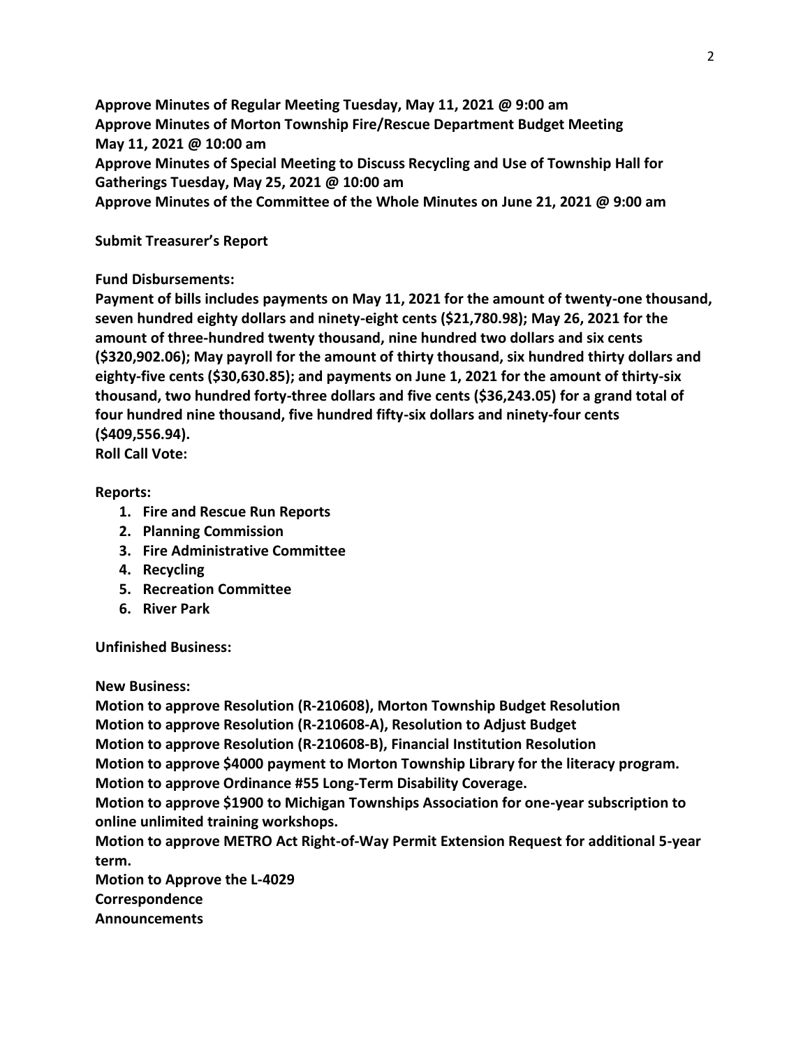**Approve Minutes of Regular Meeting Tuesday, May 11, 2021 @ 9:00 am**
**Approve Minutes of Morton Township Fire/Rescue Department Budget Meeting May 11, 2021 @ 10:00 am**
**Approve Minutes of Special Meeting to Discuss Recycling and Use of Township Hall for Gatherings Tuesday, May 25, 2021 @ 10:00 am**
**Approve Minutes of the Committee of the Whole Minutes on June 21, 2021 @ 9:00 am**

**Submit Treasurer's Report**

**Fund Disbursements:**
**Payment of bills includes payments on May 11, 2021 for the amount of twenty-one thousand, seven hundred eighty dollars and ninety-eight cents ($21,780.98); May 26, 2021 for the amount of three-hundred twenty thousand, nine hundred two dollars and six cents ($320,902.06); May payroll for the amount of thirty thousand, six hundred thirty dollars and eighty-five cents ($30,630.85); and payments on June 1, 2021 for the amount of thirty-six thousand, two hundred forty-three dollars and five cents ($36,243.05) for a grand total of four hundred nine thousand, five hundred fifty-six dollars and ninety-four cents ($409,556.94).**
**Roll Call Vote:**

**Reports:**

1. **Fire and Rescue Run Reports**
2. **Planning Commission**
3. **Fire Administrative Committee**
4. **Recycling**
5. **Recreation Committee**
6. **River Park**

**Unfinished Business:**

**New Business:**
**Motion to approve Resolution (R-210608), Morton Township Budget Resolution**
**Motion to approve Resolution (R-210608-A), Resolution to Adjust Budget**
**Motion to approve Resolution (R-210608-B), Financial Institution Resolution**
**Motion to approve $4000 payment to Morton Township Library for the literacy program.**
**Motion to approve Ordinance #55 Long-Term Disability Coverage.**
**Motion to approve $1900 to Michigan Townships Association for one-year subscription to online unlimited training workshops.**
**Motion to approve METRO Act Right-of-Way Permit Extension Request for additional 5-year term.**
**Motion to Approve the L-4029**
**Correspondence**
**Announcements**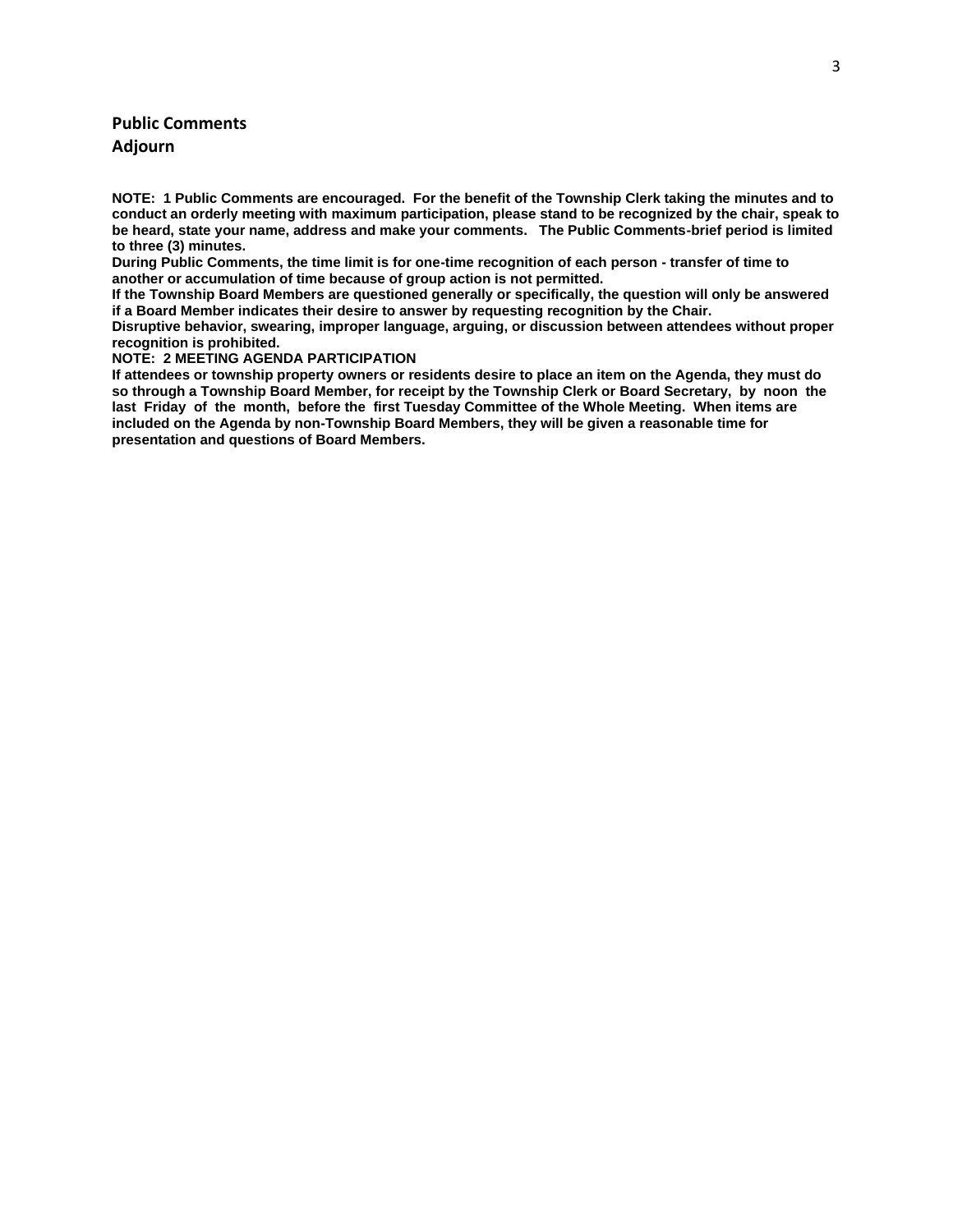**Public Comments**

**Adjourn**

**NOTE: 1 Public Comments are encouraged. For the benefit of the Township Clerk taking the minutes and to conduct an orderly meeting with maximum participation, please stand to be recognized by the chair, speak to be heard, state your name, address and make your comments. The Public Comments-brief period is limited to three (3) minutes.**

**During Public Comments, the time limit is for one-time recognition of each person - transfer of time to another or accumulation of time because of group action is not permitted.**

**If the Township Board Members are questioned generally or specifically, the question will only be answered if a Board Member indicates their desire to answer by requesting recognition by the Chair.**

**Disruptive behavior, swearing, improper language, arguing, or discussion between attendees without proper recognition is prohibited.**

**NOTE: 2 MEETING AGENDA PARTICIPATION**

**If attendees or township property owners or residents desire to place an item on the Agenda, they must do so through a Township Board Member, for receipt by the Township Clerk or Board Secretary, by noon the last Friday of the month, before the first Tuesday Committee of the Whole Meeting. When items are included on the Agenda by non-Township Board Members, they will be given a reasonable time for presentation and questions of Board Members.**